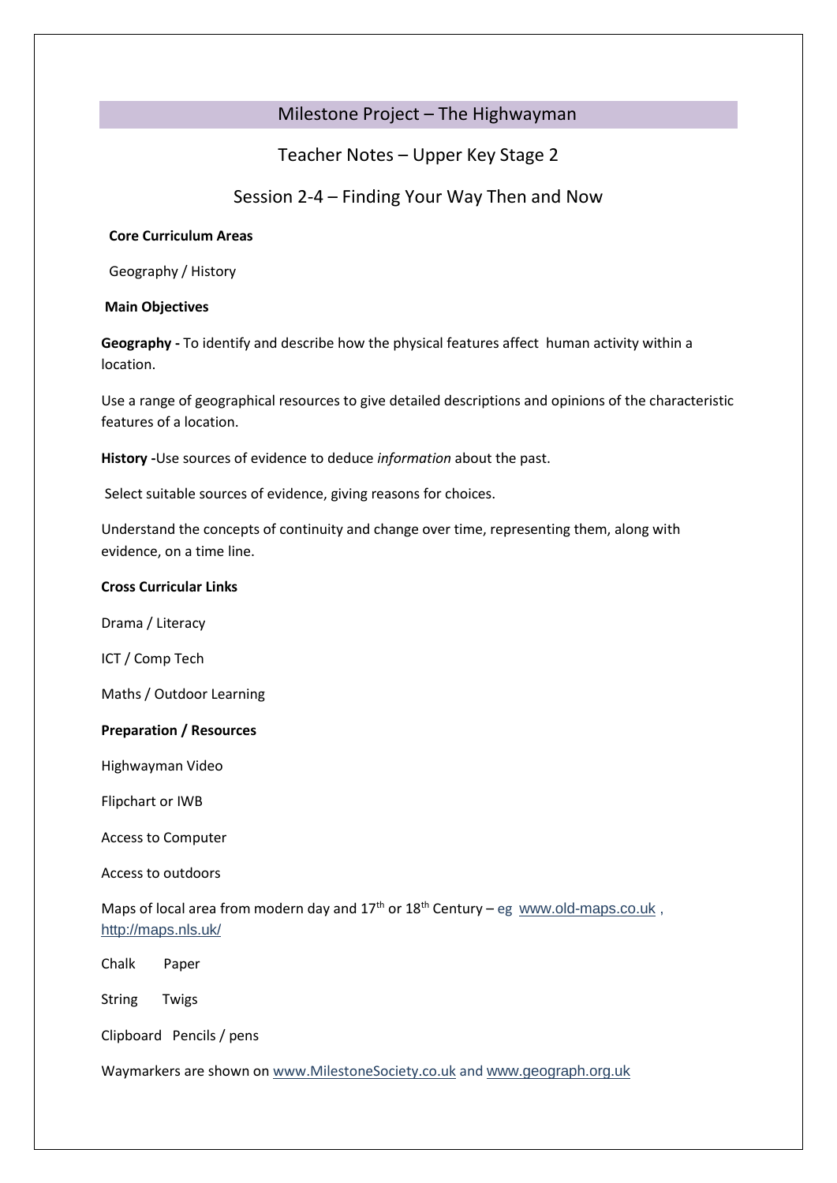# Milestone Project – The Highwayman

## Teacher Notes – Upper Key Stage 2

## Session 2-4 – Finding Your Way Then and Now

**Core Curriculum Areas**

Geography / History

**Main Objectives**

**Geography -** To identify and describe how the physical features affect human activity within a location.

Use a range of geographical resources to give detailed descriptions and opinions of the characteristic features of a location.

**History -**Use sources of evidence to deduce *information* about the past.

Select suitable sources of evidence, giving reasons for choices.

Understand the concepts of continuity and change over time, representing them, along with evidence, on a time line.

**Cross Curricular Links**

Drama / Literacy

ICT / Comp Tech

Maths / Outdoor Learning

**Preparation / Resources**

Highwayman Video

Flipchart or IWB

Access to Computer

Access to outdoors

Maps of local area from modern day and 17th or 18th Century – eg www.old-maps.co.uk , http://maps.nls.uk/

Chalk Paper

String Twigs

Clipboard Pencils / pens

Waymarkers are shown on www.MilestoneSociety.co.uk and www.geograph.org.uk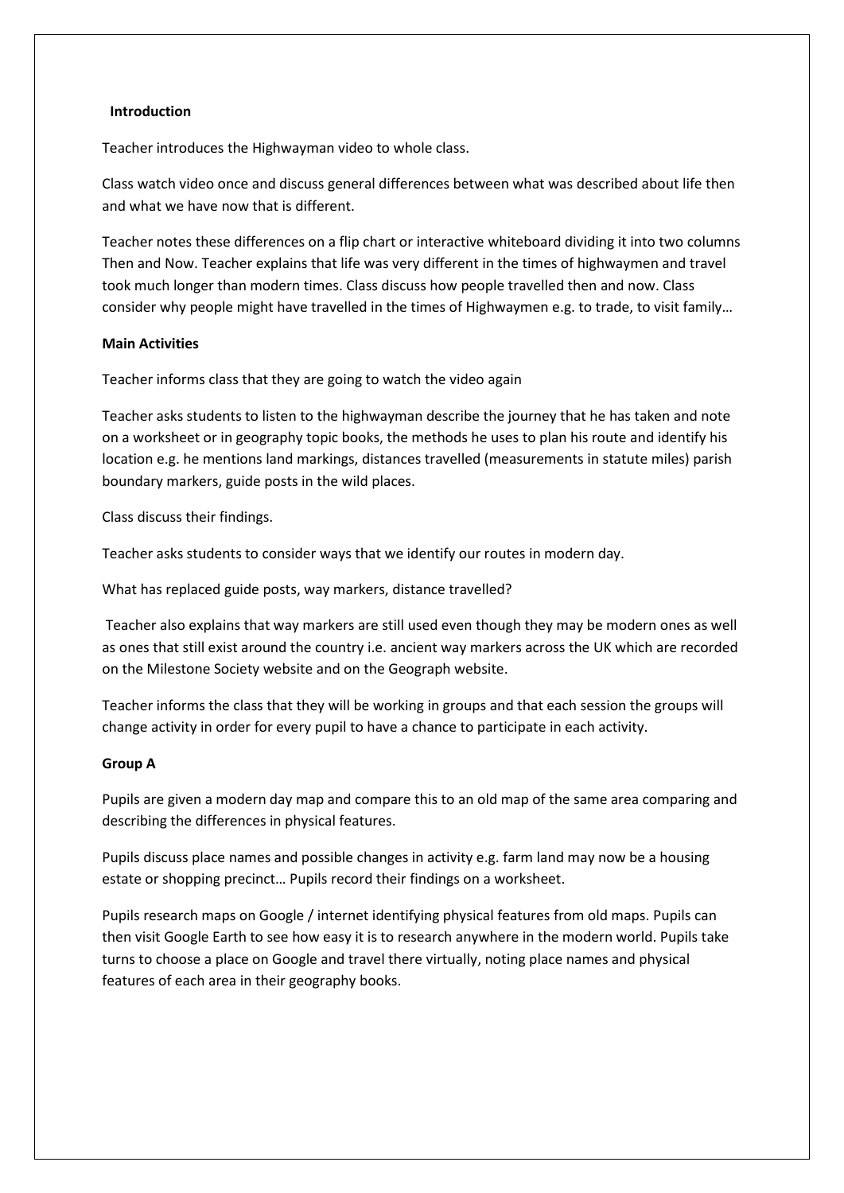**Introduction**

Teacher introduces the Highwayman video to whole class.

Class watch video once and discuss general differences between what was described about life then and what we have now that is different.

Teacher notes these differences on a flip chart or interactive whiteboard dividing it into two columns Then and Now. Teacher explains that life was very different in the times of highwaymen and travel took much longer than modern times. Class discuss how people travelled then and now. Class consider why people might have travelled in the times of Highwaymen e.g. to trade, to visit family…

**Main Activities**

Teacher informs class that they are going to watch the video again

Teacher asks students to listen to the highwayman describe the journey that he has taken and note on a worksheet or in geography topic books, the methods he uses to plan his route and identify his location e.g. he mentions land markings, distances travelled (measurements in statute miles) parish boundary markers, guide posts in the wild places.

Class discuss their findings.

Teacher asks students to consider ways that we identify our routes in modern day.

What has replaced guide posts, way markers, distance travelled?

Teacher also explains that way markers are still used even though they may be modern ones as well as ones that still exist around the country i.e. ancient way markers across the UK which are recorded on the Milestone Society website and on the Geograph website.

Teacher informs the class that they will be working in groups and that each session the groups will change activity in order for every pupil to have a chance to participate in each activity.

**Group A**

Pupils are given a modern day map and compare this to an old map of the same area comparing and describing the differences in physical features.

Pupils discuss place names and possible changes in activity e.g. farm land may now be a housing estate or shopping precinct… Pupils record their findings on a worksheet.

Pupils research maps on Google / internet identifying physical features from old maps. Pupils can then visit Google Earth to see how easy it is to research anywhere in the modern world. Pupils take turns to choose a place on Google and travel there virtually, noting place names and physical features of each area in their geography books.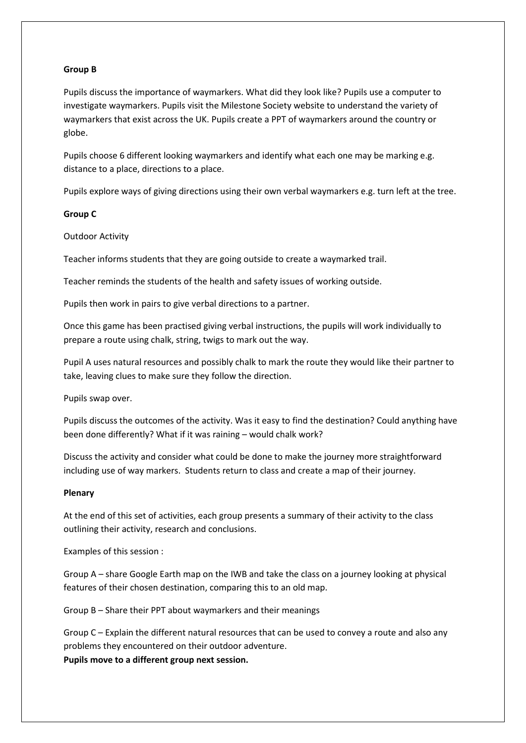**Group B**

Pupils discuss the importance of waymarkers. What did they look like? Pupils use a computer to investigate waymarkers. Pupils visit the Milestone Society website to understand the variety of waymarkers that exist across the UK. Pupils create a PPT of waymarkers around the country or globe.

Pupils choose 6 different looking waymarkers and identify what each one may be marking e.g. distance to a place, directions to a place.

Pupils explore ways of giving directions using their own verbal waymarkers e.g. turn left at the tree.

**Group C**

Outdoor Activity

Teacher informs students that they are going outside to create a waymarked trail.

Teacher reminds the students of the health and safety issues of working outside.

Pupils then work in pairs to give verbal directions to a partner.

Once this game has been practised giving verbal instructions, the pupils will work individually to prepare a route using chalk, string, twigs to mark out the way.

Pupil A uses natural resources and possibly chalk to mark the route they would like their partner to take, leaving clues to make sure they follow the direction.

Pupils swap over.

Pupils discuss the outcomes of the activity. Was it easy to find the destination? Could anything have been done differently? What if it was raining – would chalk work?

Discuss the activity and consider what could be done to make the journey more straightforward including use of way markers. Students return to class and create a map of their journey.

**Plenary**

At the end of this set of activities, each group presents a summary of their activity to the class outlining their activity, research and conclusions.

Examples of this session :

Group A – share Google Earth map on the IWB and take the class on a journey looking at physical features of their chosen destination, comparing this to an old map.

Group B – Share their PPT about waymarkers and their meanings

Group C – Explain the different natural resources that can be used to convey a route and also any problems they encountered on their outdoor adventure.

**Pupils move to a different group next session.**